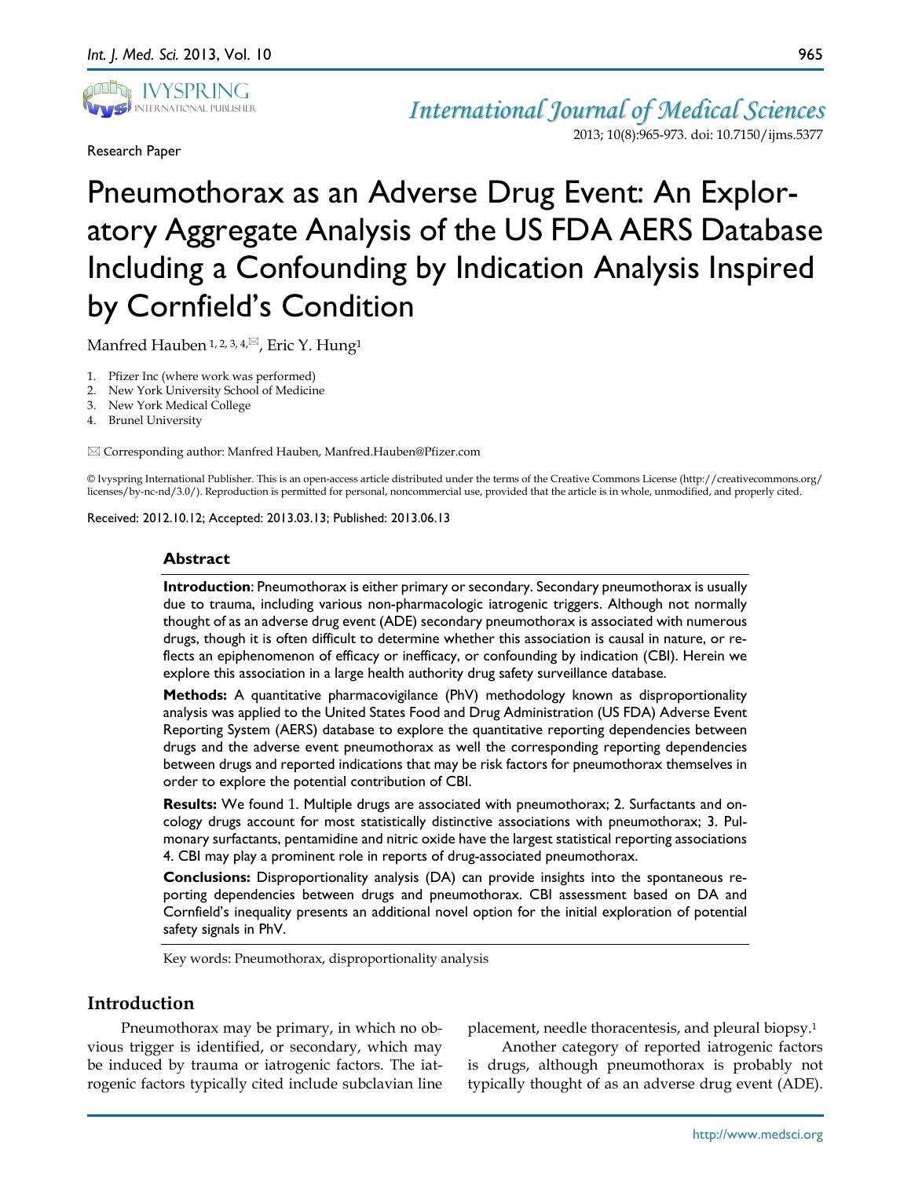Research Paper

# Pneumothorax as an Adverse Drug Event: An Exploratory Aggregate Analysis of the US FDA AERS Database Including a Confounding by Indication Analysis Inspired by Cornfield's Condition

Manfred Hauben [1, 2, 3, 4,✉], Eric Y. Hung[1]

1. Pfizer Inc (where work was performed)
2. New York University School of Medicine
3. New York Medical College
4. Brunel University

✉ Corresponding author: Manfred Hauben, Manfred.Hauben@Pfizer.com

© Ivyspring International Publisher. This is an open-access article distributed under the terms of the Creative Commons License (http://creativecommons.org/licenses/by-nc-nd/3.0/). Reproduction is permitted for personal, noncommercial use, provided that the article is in whole, unmodified, and properly cited.

Received: 2012.10.12; Accepted: 2013.03.13; Published: 2013.06.13

## Abstract

**Introduction**: Pneumothorax is either primary or secondary. Secondary pneumothorax is usually due to trauma, including various non-pharmacologic iatrogenic triggers. Although not normally thought of as an adverse drug event (ADE) secondary pneumothorax is associated with numerous drugs, though it is often difficult to determine whether this association is causal in nature, or reflects an epiphenomenon of efficacy or inefficacy, or confounding by indication (CBI). Herein we explore this association in a large health authority drug safety surveillance database.

**Methods:** A quantitative pharmacovigilance (PhV) methodology known as disproportionality analysis was applied to the United States Food and Drug Administration (US FDA) Adverse Event Reporting System (AERS) database to explore the quantitative reporting dependencies between drugs and the adverse event pneumothorax as well the corresponding reporting dependencies between drugs and reported indications that may be risk factors for pneumothorax themselves in order to explore the potential contribution of CBI.

**Results:** We found 1. Multiple drugs are associated with pneumothorax; 2. Surfactants and oncology drugs account for most statistically distinctive associations with pneumothorax; 3. Pulmonary surfactants, pentamidine and nitric oxide have the largest statistical reporting associations 4. CBI may play a prominent role in reports of drug-associated pneumothorax.

**Conclusions:** Disproportionality analysis (DA) can provide insights into the spontaneous reporting dependencies between drugs and pneumothorax. CBI assessment based on DA and Cornfield's inequality presents an additional novel option for the initial exploration of potential safety signals in PhV.

Key words: Pneumothorax, disproportionality analysis

## Introduction

Pneumothorax may be primary, in which no obvious trigger is identified, or secondary, which may be induced by trauma or iatrogenic factors. The iatrogenic factors typically cited include subclavian line placement, needle thoracentesis, and pleural biopsy.[1]

Another category of reported iatrogenic factors is drugs, although pneumothorax is probably not typically thought of as an adverse drug event (ADE).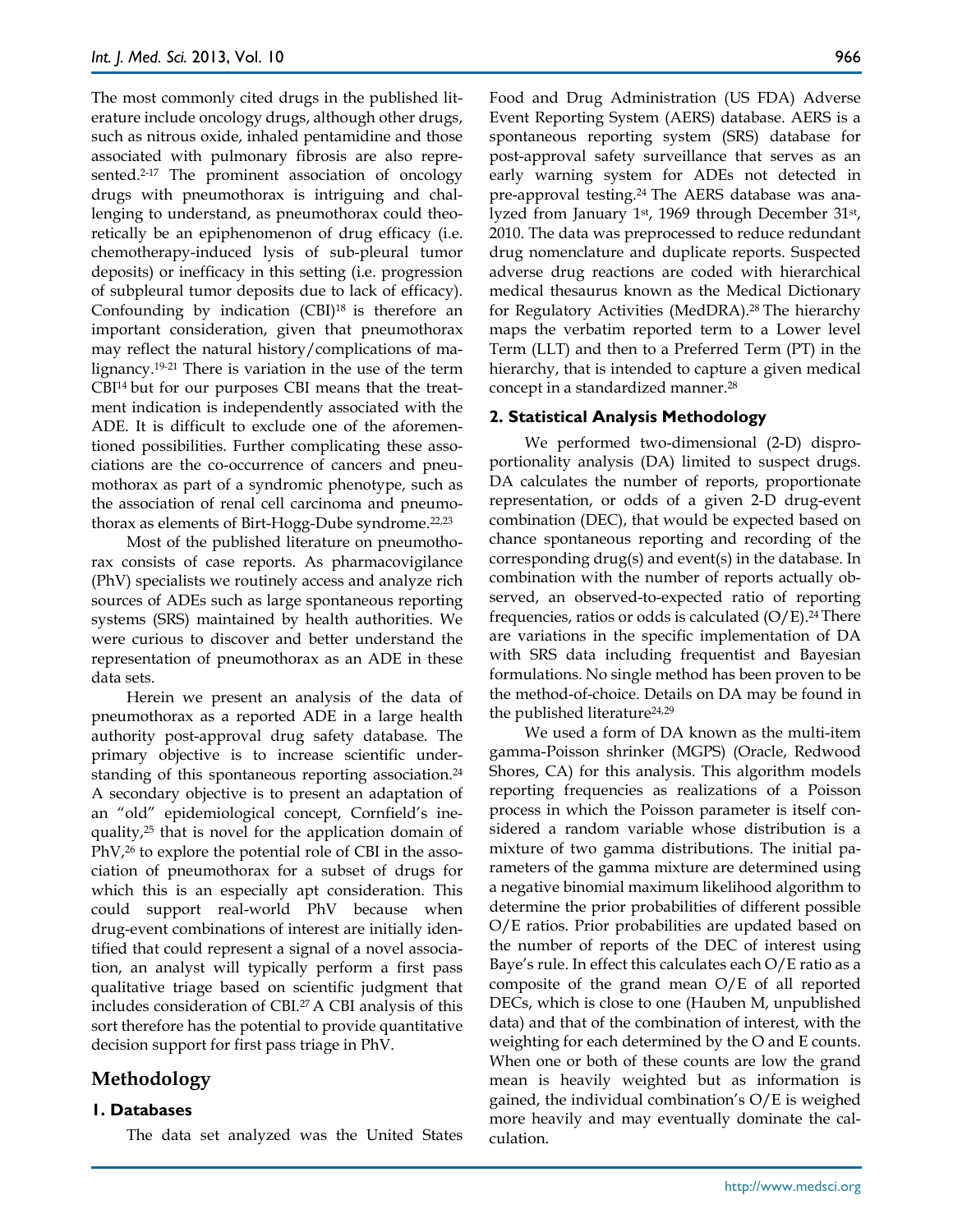The most commonly cited drugs in the published literature include oncology drugs, although other drugs, such as nitrous oxide, inhaled pentamidine and those associated with pulmonary fibrosis are also represented.[2-17] The prominent association of oncology drugs with pneumothorax is intriguing and challenging to understand, as pneumothorax could theoretically be an epiphenomenon of drug efficacy (i.e. chemotherapy-induced lysis of sub-pleural tumor deposits) or inefficacy in this setting (i.e. progression of subpleural tumor deposits due to lack of efficacy). Confounding by indication (CBI)[18] is therefore an important consideration, given that pneumothorax may reflect the natural history/complications of malignancy.[19-21] There is variation in the use of the term CBI[14] but for our purposes CBI means that the treatment indication is independently associated with the ADE. It is difficult to exclude one of the aforementioned possibilities. Further complicating these associations are the co-occurrence of cancers and pneumothorax as part of a syndromic phenotype, such as the association of renal cell carcinoma and pneumothorax as elements of Birt-Hogg-Dube syndrome.[22,23]

Most of the published literature on pneumothorax consists of case reports. As pharmacovigilance (PhV) specialists we routinely access and analyze rich sources of ADEs such as large spontaneous reporting systems (SRS) maintained by health authorities. We were curious to discover and better understand the representation of pneumothorax as an ADE in these data sets.

Herein we present an analysis of the data of pneumothorax as a reported ADE in a large health authority post-approval drug safety database. The primary objective is to increase scientific understanding of this spontaneous reporting association.[24] A secondary objective is to present an adaptation of an "old" epidemiological concept, Cornfield's inequality,[25] that is novel for the application domain of PhV,[26] to explore the potential role of CBI in the association of pneumothorax for a subset of drugs for which this is an especially apt consideration. This could support real-world PhV because when drug-event combinations of interest are initially identified that could represent a signal of a novel association, an analyst will typically perform a first pass qualitative triage based on scientific judgment that includes consideration of CBI.[27] A CBI analysis of this sort therefore has the potential to provide quantitative decision support for first pass triage in PhV.

## Methodology

### 1. Databases

The data set analyzed was the United States Food and Drug Administration (US FDA) Adverse Event Reporting System (AERS) database. AERS is a spontaneous reporting system (SRS) database for post-approval safety surveillance that serves as an early warning system for ADEs not detected in pre-approval testing.[24] The AERS database was analyzed from January 1st, 1969 through December 31st, 2010. The data was preprocessed to reduce redundant drug nomenclature and duplicate reports. Suspected adverse drug reactions are coded with hierarchical medical thesaurus known as the Medical Dictionary for Regulatory Activities (MedDRA).[28] The hierarchy maps the verbatim reported term to a Lower level Term (LLT) and then to a Preferred Term (PT) in the hierarchy, that is intended to capture a given medical concept in a standardized manner.[28]

### 2. Statistical Analysis Methodology

We performed two-dimensional (2-D) disproportionality analysis (DA) limited to suspect drugs. DA calculates the number of reports, proportionate representation, or odds of a given 2-D drug-event combination (DEC), that would be expected based on chance spontaneous reporting and recording of the corresponding drug(s) and event(s) in the database. In combination with the number of reports actually observed, an observed-to-expected ratio of reporting frequencies, ratios or odds is calculated (O/E).[24] There are variations in the specific implementation of DA with SRS data including frequentist and Bayesian formulations. No single method has been proven to be the method-of-choice. Details on DA may be found in the published literature[24,29]

We used a form of DA known as the multi-item gamma-Poisson shrinker (MGPS) (Oracle, Redwood Shores, CA) for this analysis. This algorithm models reporting frequencies as realizations of a Poisson process in which the Poisson parameter is itself considered a random variable whose distribution is a mixture of two gamma distributions. The initial parameters of the gamma mixture are determined using a negative binomial maximum likelihood algorithm to determine the prior probabilities of different possible O/E ratios. Prior probabilities are updated based on the number of reports of the DEC of interest using Baye's rule. In effect this calculates each O/E ratio as a composite of the grand mean O/E of all reported DECs, which is close to one (Hauben M, unpublished data) and that of the combination of interest, with the weighting for each determined by the O and E counts. When one or both of these counts are low the grand mean is heavily weighted but as information is gained, the individual combination's O/E is weighed more heavily and may eventually dominate the calculation.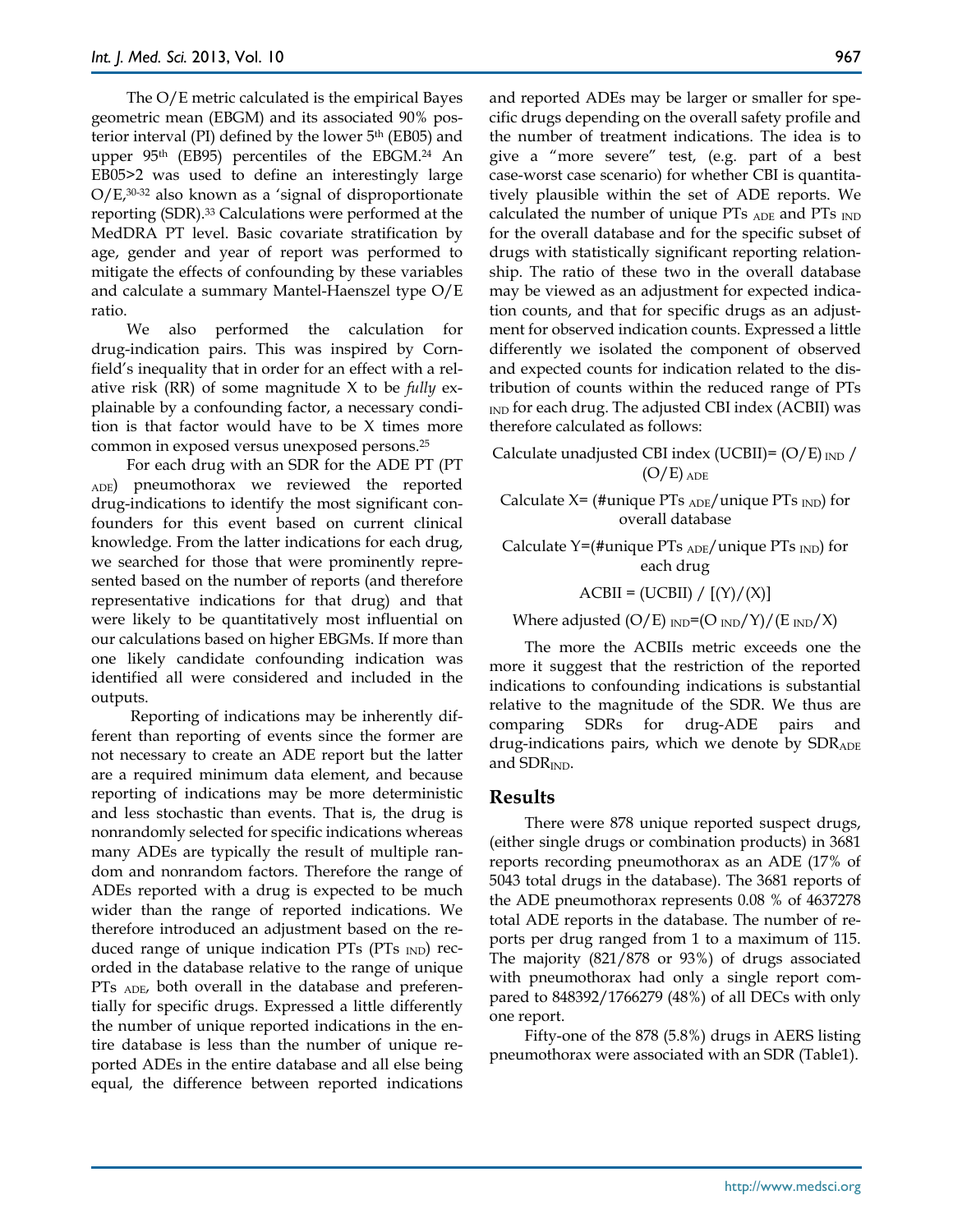The O/E metric calculated is the empirical Bayes geometric mean (EBGM) and its associated 90% posterior interval (PI) defined by the lower $5^{th}$ (EB05) and upper $95^{th}$ (EB95) percentiles of the EBGM.[24] An EB05>2 was used to define an interestingly large O/E,[30-32] also known as a 'signal of disproportionate reporting (SDR).[33] Calculations were performed at the MedDRA PT level. Basic covariate stratification by age, gender and year of report was performed to mitigate the effects of confounding by these variables and calculate a summary Mantel-Haenszel type O/E ratio.

We also performed the calculation for drug-indication pairs. This was inspired by Cornfield's inequality that in order for an effect with a relative risk (RR) of some magnitude X to be *fully* explainable by a confounding factor, a necessary condition is that factor would have to be X times more common in exposed versus unexposed persons.[25]

For each drug with an SDR for the ADE PT ($PT_{ADE}$) pneumothorax we reviewed the reported drug-indications to identify the most significant confounders for this event based on current clinical knowledge. From the latter indications for each drug, we searched for those that were prominently represented based on the number of reports (and therefore representative indications for that drug) and that were likely to be quantitatively most influential on our calculations based on higher EBGMs. If more than one likely candidate confounding indication was identified all were considered and included in the outputs.

Reporting of indications may be inherently different than reporting of events since the former are not necessary to create an ADE report but the latter are a required minimum data element, and because reporting of indications may be more deterministic and less stochastic than events. That is, the drug is nonrandomly selected for specific indications whereas many ADEs are typically the result of multiple random and nonrandom factors. Therefore the range of ADEs reported with a drug is expected to be much wider than the range of reported indications. We therefore introduced an adjustment based on the reduced range of unique indication PTs ($PTs_{IND}$) recorded in the database relative to the range of unique $PTs_{ADE}$, both overall in the database and preferentially for specific drugs. Expressed a little differently the number of unique reported indications in the entire database is less than the number of unique reported ADEs in the entire database and all else being equal, the difference between reported indications and reported ADEs may be larger or smaller for specific drugs depending on the overall safety profile and the number of treatment indications. The idea is to give a "more severe" test, (e.g. part of a best case-worst case scenario) for whether CBI is quantitatively plausible within the set of ADE reports. We calculated the number of unique $PTs_{ADE}$ and $PTs_{IND}$ for the overall database and for the specific subset of drugs with statistically significant reporting relationship. The ratio of these two in the overall database may be viewed as an adjustment for expected indication counts, and that for specific drugs as an adjustment for observed indication counts. Expressed a little differently we isolated the component of observed and expected counts for indication related to the distribution of counts within the reduced range of $PTs_{IND}$ for each drug. The adjusted CBI index (ACBII) was therefore calculated as follows:

Calculate unadjusted CBI index (UCBII)= $(O/E)_{IND} / (O/E)_{ADE}$

Calculate X= (#unique $PTs_{ADE}$/unique $PTs_{IND}$) for overall database

Calculate Y=(#unique $PTs_{ADE}$/unique $PTs_{IND}$) for each drug

$$ACBII = (UCBII) / [(Y)/(X)]$$

Where adjusted $(O/E)_{IND}=(O_{IND}/Y)/(E_{IND}/X)$

The more the ACBIIs metric exceeds one the more it suggest that the restriction of the reported indications to confounding indications is substantial relative to the magnitude of the SDR. We thus are comparing SDRs for drug-ADE pairs and drug-indications pairs, which we denote by $SDR_{ADE}$ and $SDR_{IND}$.

## Results

There were 878 unique reported suspect drugs, (either single drugs or combination products) in 3681 reports recording pneumothorax as an ADE (17% of 5043 total drugs in the database). The 3681 reports of the ADE pneumothorax represents 0.08 % of 4637278 total ADE reports in the database. The number of reports per drug ranged from 1 to a maximum of 115. The majority (821/878 or 93%) of drugs associated with pneumothorax had only a single report compared to 848392/1766279 (48%) of all DECs with only one report.

Fifty-one of the 878 (5.8%) drugs in AERS listing pneumothorax were associated with an SDR (Table1).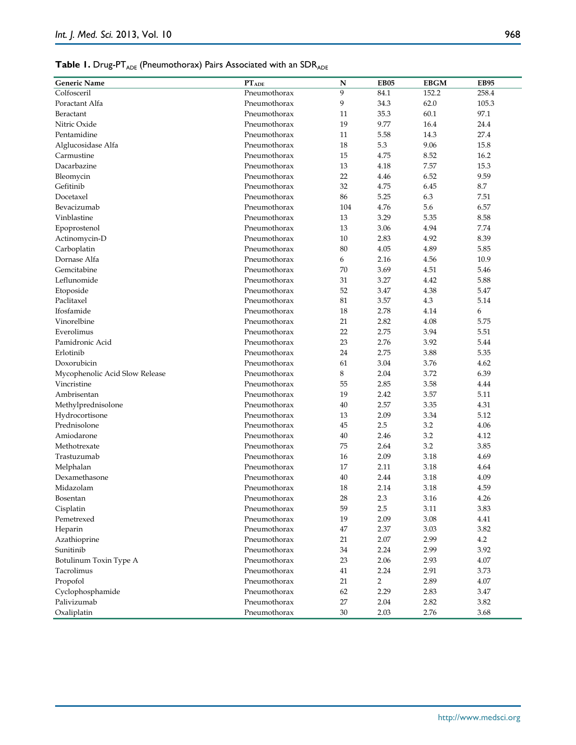**Table 1.** Drug-$PT_{ADE}$ (Pneumothorax) Pairs Associated with an $SDR_{ADE}$

| Generic Name | $PT_{ADE}$ | N | EB05 | EBGM | EB95 |
|---|---|---|---|---|---|
| Colfosceril | Pneumothorax | 9 | 84.1 | 152.2 | 258.4 |
| Poractant Alfa | Pneumothorax | 9 | 34.3 | 62.0 | 105.3 |
| Beractant | Pneumothorax | 11 | 35.3 | 60.1 | 97.1 |
| Nitric Oxide | Pneumothorax | 19 | 9.77 | 16.4 | 24.4 |
| Pentamidine | Pneumothorax | 11 | 5.58 | 14.3 | 27.4 |
| Alglucosidase Alfa | Pneumothorax | 18 | 5.3 | 9.06 | 15.8 |
| Carmustine | Pneumothorax | 15 | 4.75 | 8.52 | 16.2 |
| Dacarbazine | Pneumothorax | 13 | 4.18 | 7.57 | 15.3 |
| Bleomycin | Pneumothorax | 22 | 4.46 | 6.52 | 9.59 |
| Gefitinib | Pneumothorax | 32 | 4.75 | 6.45 | 8.7 |
| Docetaxel | Pneumothorax | 86 | 5.25 | 6.3 | 7.51 |
| Bevacizumab | Pneumothorax | 104 | 4.76 | 5.6 | 6.57 |
| Vinblastine | Pneumothorax | 13 | 3.29 | 5.35 | 8.58 |
| Epoprostenol | Pneumothorax | 13 | 3.06 | 4.94 | 7.74 |
| Actinomycin-D | Pneumothorax | 10 | 2.83 | 4.92 | 8.39 |
| Carboplatin | Pneumothorax | 80 | 4.05 | 4.89 | 5.85 |
| Dornase Alfa | Pneumothorax | 6 | 2.16 | 4.56 | 10.9 |
| Gemcitabine | Pneumothorax | 70 | 3.69 | 4.51 | 5.46 |
| Leflunomide | Pneumothorax | 31 | 3.27 | 4.42 | 5.88 |
| Etoposide | Pneumothorax | 52 | 3.47 | 4.38 | 5.47 |
| Paclitaxel | Pneumothorax | 81 | 3.57 | 4.3 | 5.14 |
| Ifosfamide | Pneumothorax | 18 | 2.78 | 4.14 | 6 |
| Vinorelbine | Pneumothorax | 21 | 2.82 | 4.08 | 5.75 |
| Everolimus | Pneumothorax | 22 | 2.75 | 3.94 | 5.51 |
| Pamidronic Acid | Pneumothorax | 23 | 2.76 | 3.92 | 5.44 |
| Erlotinib | Pneumothorax | 24 | 2.75 | 3.88 | 5.35 |
| Doxorubicin | Pneumothorax | 61 | 3.04 | 3.76 | 4.62 |
| Mycophenolic Acid Slow Release | Pneumothorax | 8 | 2.04 | 3.72 | 6.39 |
| Vincristine | Pneumothorax | 55 | 2.85 | 3.58 | 4.44 |
| Ambrisentan | Pneumothorax | 19 | 2.42 | 3.57 | 5.11 |
| Methylprednisolone | Pneumothorax | 40 | 2.57 | 3.35 | 4.31 |
| Hydrocortisone | Pneumothorax | 13 | 2.09 | 3.34 | 5.12 |
| Prednisolone | Pneumothorax | 45 | 2.5 | 3.2 | 4.06 |
| Amiodarone | Pneumothorax | 40 | 2.46 | 3.2 | 4.12 |
| Methotrexate | Pneumothorax | 75 | 2.64 | 3.2 | 3.85 |
| Trastuzumab | Pneumothorax | 16 | 2.09 | 3.18 | 4.69 |
| Melphalan | Pneumothorax | 17 | 2.11 | 3.18 | 4.64 |
| Dexamethasone | Pneumothorax | 40 | 2.44 | 3.18 | 4.09 |
| Midazolam | Pneumothorax | 18 | 2.14 | 3.18 | 4.59 |
| Bosentan | Pneumothorax | 28 | 2.3 | 3.16 | 4.26 |
| Cisplatin | Pneumothorax | 59 | 2.5 | 3.11 | 3.83 |
| Pemetrexed | Pneumothorax | 19 | 2.09 | 3.08 | 4.41 |
| Heparin | Pneumothorax | 47 | 2.37 | 3.03 | 3.82 |
| Azathioprine | Pneumothorax | 21 | 2.07 | 2.99 | 4.2 |
| Sunitinib | Pneumothorax | 34 | 2.24 | 2.99 | 3.92 |
| Botulinum Toxin Type A | Pneumothorax | 23 | 2.06 | 2.93 | 4.07 |
| Tacrolimus | Pneumothorax | 41 | 2.24 | 2.91 | 3.73 |
| Propofol | Pneumothorax | 21 | 2 | 2.89 | 4.07 |
| Cyclophosphamide | Pneumothorax | 62 | 2.29 | 2.83 | 3.47 |
| Palivizumab | Pneumothorax | 27 | 2.04 | 2.82 | 3.82 |
| Oxaliplatin | Pneumothorax | 30 | 2.03 | 2.76 | 3.68 |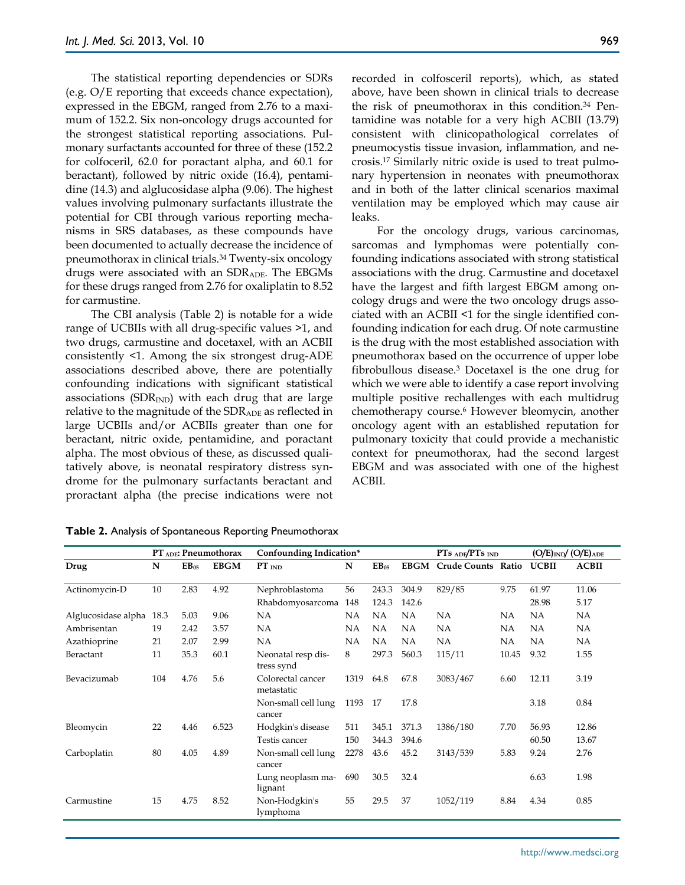The statistical reporting dependencies or SDRs (e.g. O/E reporting that exceeds chance expectation), expressed in the EBGM, ranged from 2.76 to a maximum of 152.2. Six non-oncology drugs accounted for the strongest statistical reporting associations. Pulmonary surfactants accounted for three of these (152.2 for colfoceril, 62.0 for poractant alpha, and 60.1 for beractant), followed by nitric oxide (16.4), pentamidine (14.3) and alglucosidase alpha (9.06). The highest values involving pulmonary surfactants illustrate the potential for CBI through various reporting mechanisms in SRS databases, as these compounds have been documented to actually decrease the incidence of pneumothorax in clinical trials.[34] Twenty-six oncology drugs were associated with an $SDR_{ADE}$. The EBGMs for these drugs ranged from 2.76 for oxaliplatin to 8.52 for carmustine.

The CBI analysis (Table 2) is notable for a wide range of UCBIIs with all drug-specific values >1, and two drugs, carmustine and docetaxel, with an ACBII consistently <1. Among the six strongest drug-ADE associations described above, there are potentially confounding indications with significant statistical associations ($SDR_{IND}$) with each drug that are large relative to the magnitude of the $SDR_{ADE}$ as reflected in large UCBIIs and/or ACBIIs greater than one for beractant, nitric oxide, pentamidine, and poractant alpha. The most obvious of these, as discussed qualitatively above, is neonatal respiratory distress syndrome for the pulmonary surfactants beractant and proractant alpha (the precise indications were not recorded in colfosceril reports), which, as stated above, have been shown in clinical trials to decrease the risk of pneumothorax in this condition.[34] Pentamidine was notable for a very high ACBII (13.79) consistent with clinicopathological correlates of pneumocystis tissue invasion, inflammation, and necrosis.[17] Similarly nitric oxide is used to treat pulmonary hypertension in neonates with pneumothorax and in both of the latter clinical scenarios maximal ventilation may be employed which may cause air leaks.

For the oncology drugs, various carcinomas, sarcomas and lymphomas were potentially confounding indications associated with strong statistical associations with the drug. Carmustine and docetaxel have the largest and fifth largest EBGM among oncology drugs and were the two oncology drugs associated with an ACBII <1 for the single identified confounding indication for each drug. Of note carmustine is the drug with the most established association with pneumothorax based on the occurrence of upper lobe fibrobullous disease.[3] Docetaxel is the one drug for which we were able to identify a case report involving multiple positive rechallenges with each multidrug chemotherapy course.[6] However bleomycin, another oncology agent with an established reputation for pulmonary toxicity that could provide a mechanistic context for pneumothorax, had the second largest EBGM and was associated with one of the highest ACBII.

**Table 2.** Analysis of Spontaneous Reporting Pneumothorax

| | $PT_{ADE}$: Pneumothorax | | | Confounding Indication* | | | | $PTs_{ADE}/PTs_{IND}$ | | $(O/E)_{IND}/(O/E)_{ADE}$ | |
|---|---|---|---|---|---|---|---|---|---|---|---|
| Drug | N | $EB_{05}$ | EBGM | $PT_{IND}$ | N | $EB_{05}$ | EBGM | Crude Counts | Ratio | UCBII | ACBII |
| Actinomycin-D | 10 | 2.83 | 4.92 | Nephroblastoma | 56 | 243.3 | 304.9 | 829/85 | 9.75 | 61.97 | 11.06 |
| | | | | Rhabdomyosarcoma | 148 | 124.3 | 142.6 | | | 28.98 | 5.17 |
| Alglucosidase alpha | 18.3 | 5.03 | 9.06 | NA | NA | NA | NA | NA | NA | NA | NA |
| Ambrisentan | 19 | 2.42 | 3.57 | NA | NA | NA | NA | NA | NA | NA | NA |
| Azathioprine | 21 | 2.07 | 2.99 | NA | NA | NA | NA | NA | NA | NA | NA |
| Beractant | 11 | 35.3 | 60.1 | Neonatal resp distress synd | 8 | 297.3 | 560.3 | 115/11 | 10.45 | 9.32 | 1.55 |
| Bevacizumab | 104 | 4.76 | 5.6 | Colorectal cancer metastatic | 1319 | 64.8 | 67.8 | 3083/467 | 6.60 | 12.11 | 3.19 |
| | | | | Non-small cell lung cancer | 1193 | 17 | 17.8 | | | 3.18 | 0.84 |
| Bleomycin | 22 | 4.46 | 6.523 | Hodgkin's disease | 511 | 345.1 | 371.3 | 1386/180 | 7.70 | 56.93 | 12.86 |
| | | | | Testis cancer | 150 | 344.3 | 394.6 | | | 60.50 | 13.67 |
| Carboplatin | 80 | 4.05 | 4.89 | Non-small cell lung cancer | 2278 | 43.6 | 45.2 | 3143/539 | 5.83 | 9.24 | 2.76 |
| | | | | Lung neoplasm malignant | 690 | 30.5 | 32.4 | | | 6.63 | 1.98 |
| Carmustine | 15 | 4.75 | 8.52 | Non-Hodgkin's lymphoma | 55 | 29.5 | 37 | 1052/119 | 8.84 | 4.34 | 0.85 |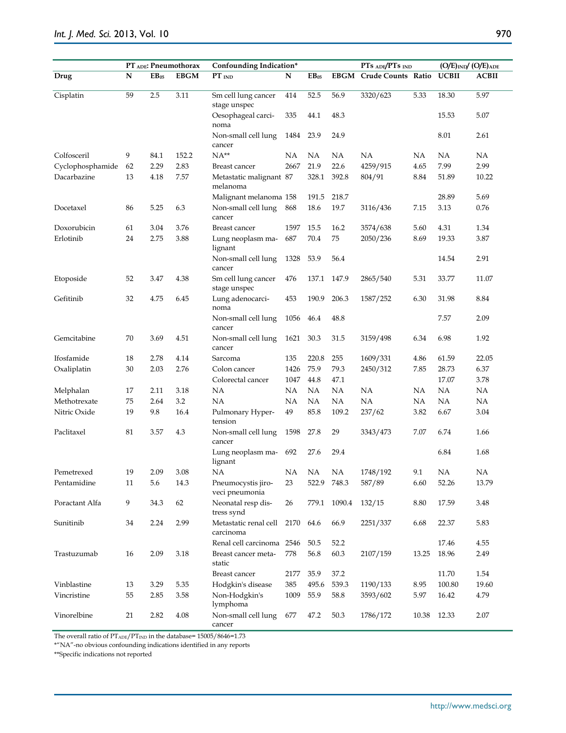| | $PT_{ADE}$: Pneumothorax | | | Confounding Indication* | | | | $PTs_{ADE}/PTs_{IND}$ | | $(O/E)_{IND}/(O/E)_{ADE}$ | |
|---|---|---|---|---|---|---|---|---|---|---|---|
| Drug | N | $EB_{05}$ | EBGM | $PT_{IND}$ | N | $EB_{05}$ | EBGM | Crude Counts | Ratio | UCBII | ACBII |
| Cisplatin | 59 | 2.5 | 3.11 | Sm cell lung cancer stage unspec | 414 | 52.5 | 56.9 | 3320/623 | 5.33 | 18.30 | 5.97 |
| | | | | Oesophageal carcinoma | 335 | 44.1 | 48.3 | | | 15.53 | 5.07 |
| | | | | Non-small cell lung cancer | 1484 | 23.9 | 24.9 | | | 8.01 | 2.61 |
| Colfosceril | 9 | 84.1 | 152.2 | NA** | NA | NA | NA | NA | NA | NA | NA |
| Cyclophosphamide | 62 | 2.29 | 2.83 | Breast cancer | 2667 | 21.9 | 22.6 | 4259/915 | 4.65 | 7.99 | 2.99 |
| Dacarbazine | 13 | 4.18 | 7.57 | Metastatic malignant melanoma | 87 | 328.1 | 392.8 | 804/91 | 8.84 | 51.89 | 10.22 |
| | | | | Malignant melanoma | 158 | 191.5 | 218.7 | | | 28.89 | 5.69 |
| Docetaxel | 86 | 5.25 | 6.3 | Non-small cell lung cancer | 868 | 18.6 | 19.7 | 3116/436 | 7.15 | 3.13 | 0.76 |
| Doxorubicin | 61 | 3.04 | 3.76 | Breast cancer | 1597 | 15.5 | 16.2 | 3574/638 | 5.60 | 4.31 | 1.34 |
| Erlotinib | 24 | 2.75 | 3.88 | Lung neoplasm malignant | 687 | 70.4 | 75 | 2050/236 | 8.69 | 19.33 | 3.87 |
| | | | | Non-small cell lung cancer | 1328 | 53.9 | 56.4 | | | 14.54 | 2.91 |
| Etoposide | 52 | 3.47 | 4.38 | Sm cell lung cancer stage unspec | 476 | 137.1 | 147.9 | 2865/540 | 5.31 | 33.77 | 11.07 |
| Gefitinib | 32 | 4.75 | 6.45 | Lung adenocarcinoma | 453 | 190.9 | 206.3 | 1587/252 | 6.30 | 31.98 | 8.84 |
| | | | | Non-small cell lung cancer | 1056 | 46.4 | 48.8 | | | 7.57 | 2.09 |
| Gemcitabine | 70 | 3.69 | 4.51 | Non-small cell lung cancer | 1621 | 30.3 | 31.5 | 3159/498 | 6.34 | 6.98 | 1.92 |
| Ifosfamide | 18 | 2.78 | 4.14 | Sarcoma | 135 | 220.8 | 255 | 1609/331 | 4.86 | 61.59 | 22.05 |
| Oxaliplatin | 30 | 2.03 | 2.76 | Colon cancer | 1426 | 75.9 | 79.3 | 2450/312 | 7.85 | 28.73 | 6.37 |
| | | | | Colorectal cancer | 1047 | 44.8 | 47.1 | | | 17.07 | 3.78 |
| Melphalan | 17 | 2.11 | 3.18 | NA | NA | NA | NA | NA | NA | NA | NA |
| Methotrexate | 75 | 2.64 | 3.2 | NA | NA | NA | NA | NA | NA | NA | NA |
| Nitric Oxide | 19 | 9.8 | 16.4 | Pulmonary Hypertension | 49 | 85.8 | 109.2 | 237/62 | 3.82 | 6.67 | 3.04 |
| Paclitaxel | 81 | 3.57 | 4.3 | Non-small cell lung cancer | 1598 | 27.8 | 29 | 3343/473 | 7.07 | 6.74 | 1.66 |
| | | | | Lung neoplasm malignant | 692 | 27.6 | 29.4 | | | 6.84 | 1.68 |
| Pemetrexed | 19 | 2.09 | 3.08 | NA | NA | NA | NA | 1748/192 | 9.1 | NA | NA |
| Pentamidine | 11 | 5.6 | 14.3 | Pneumocystis jiroveci pneumonia | 23 | 522.9 | 748.3 | 587/89 | 6.60 | 52.26 | 13.79 |
| Poractant Alfa | 9 | 34.3 | 62 | Neonatal resp distress synd | 26 | 779.1 | 1090.4 | 132/15 | 8.80 | 17.59 | 3.48 |
| Sunitinib | 34 | 2.24 | 2.99 | Metastatic renal cell carcinoma | 2170 | 64.6 | 66.9 | 2251/337 | 6.68 | 22.37 | 5.83 |
| | | | | Renal cell carcinoma | 2546 | 50.5 | 52.2 | | | 17.46 | 4.55 |
| Trastuzumab | 16 | 2.09 | 3.18 | Breast cancer metastatic | 778 | 56.8 | 60.3 | 2107/159 | 13.25 | 18.96 | 2.49 |
| | | | | Breast cancer | 2177 | 35.9 | 37.2 | | | 11.70 | 1.54 |
| Vinblastine | 13 | 3.29 | 5.35 | Hodgkin's disease | 385 | 495.6 | 539.3 | 1190/133 | 8.95 | 100.80 | 19.60 |
| Vincristine | 55 | 2.85 | 3.58 | Non-Hodgkin's lymphoma | 1009 | 55.9 | 58.8 | 3593/602 | 5.97 | 16.42 | 4.79 |
| Vinorelbine | 21 | 2.82 | 4.08 | Non-small cell lung cancer | 677 | 47.2 | 50.3 | 1786/172 | 10.38 | 12.33 | 2.07 |

The overall ratio of $PT_{ADE}/PT_{IND}$ in the database= 15005/8646=1.73

*"NA"-no obvious confounding indications identified in any reports

**Specific indications not reported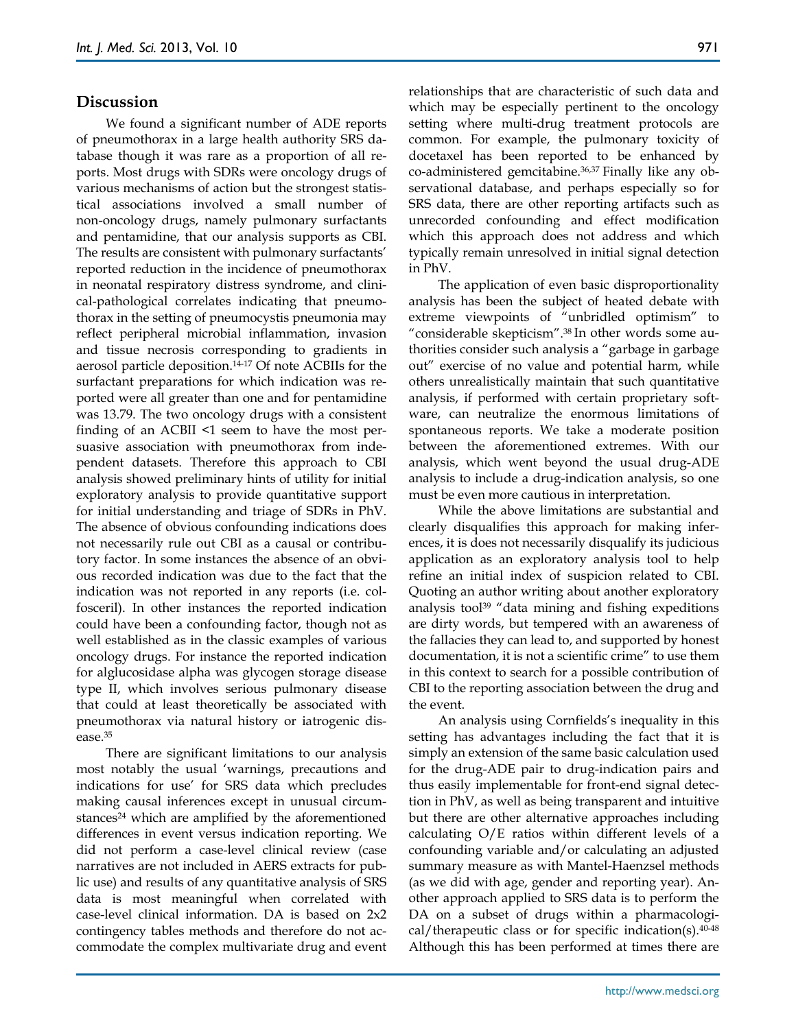## Discussion

We found a significant number of ADE reports of pneumothorax in a large health authority SRS database though it was rare as a proportion of all reports. Most drugs with SDRs were oncology drugs of various mechanisms of action but the strongest statistical associations involved a small number of non-oncology drugs, namely pulmonary surfactants and pentamidine, that our analysis supports as CBI. The results are consistent with pulmonary surfactants' reported reduction in the incidence of pneumothorax in neonatal respiratory distress syndrome, and clinical-pathological correlates indicating that pneumothorax in the setting of pneumocystis pneumonia may reflect peripheral microbial inflammation, invasion and tissue necrosis corresponding to gradients in aerosol particle deposition.[14-17] Of note ACBIIs for the surfactant preparations for which indication was reported were all greater than one and for pentamidine was 13.79. The two oncology drugs with a consistent finding of an ACBII <1 seem to have the most persuasive association with pneumothorax from independent datasets. Therefore this approach to CBI analysis showed preliminary hints of utility for initial exploratory analysis to provide quantitative support for initial understanding and triage of SDRs in PhV. The absence of obvious confounding indications does not necessarily rule out CBI as a causal or contributory factor. In some instances the absence of an obvious recorded indication was due to the fact that the indication was not reported in any reports (i.e. colfosceril). In other instances the reported indication could have been a confounding factor, though not as well established as in the classic examples of various oncology drugs. For instance the reported indication for alglucosidase alpha was glycogen storage disease type II, which involves serious pulmonary disease that could at least theoretically be associated with pneumothorax via natural history or iatrogenic disease.[35]

There are significant limitations to our analysis most notably the usual 'warnings, precautions and indications for use' for SRS data which precludes making causal inferences except in unusual circumstances[24] which are amplified by the aforementioned differences in event versus indication reporting. We did not perform a case-level clinical review (case narratives are not included in AERS extracts for public use) and results of any quantitative analysis of SRS data is most meaningful when correlated with case-level clinical information. DA is based on 2x2 contingency tables methods and therefore do not accommodate the complex multivariate drug and event relationships that are characteristic of such data and which may be especially pertinent to the oncology setting where multi-drug treatment protocols are common. For example, the pulmonary toxicity of docetaxel has been reported to be enhanced by co-administered gemcitabine.[36,37] Finally like any observational database, and perhaps especially so for SRS data, there are other reporting artifacts such as unrecorded confounding and effect modification which this approach does not address and which typically remain unresolved in initial signal detection in PhV.

The application of even basic disproportionality analysis has been the subject of heated debate with extreme viewpoints of "unbridled optimism" to "considerable skepticism".[38] In other words some authorities consider such analysis a "garbage in garbage out" exercise of no value and potential harm, while others unrealistically maintain that such quantitative analysis, if performed with certain proprietary software, can neutralize the enormous limitations of spontaneous reports. We take a moderate position between the aforementioned extremes. With our analysis, which went beyond the usual drug-ADE analysis to include a drug-indication analysis, so one must be even more cautious in interpretation.

While the above limitations are substantial and clearly disqualifies this approach for making inferences, it is does not necessarily disqualify its judicious application as an exploratory analysis tool to help refine an initial index of suspicion related to CBI. Quoting an author writing about another exploratory analysis tool[39] "data mining and fishing expeditions are dirty words, but tempered with an awareness of the fallacies they can lead to, and supported by honest documentation, it is not a scientific crime" to use them in this context to search for a possible contribution of CBI to the reporting association between the drug and the event.

An analysis using Cornfields's inequality in this setting has advantages including the fact that it is simply an extension of the same basic calculation used for the drug-ADE pair to drug-indication pairs and thus easily implementable for front-end signal detection in PhV, as well as being transparent and intuitive but there are other alternative approaches including calculating O/E ratios within different levels of a confounding variable and/or calculating an adjusted summary measure as with Mantel-Haenzsel methods (as we did with age, gender and reporting year). Another approach applied to SRS data is to perform the DA on a subset of drugs within a pharmacological/therapeutic class or for specific indication(s).[40-48] Although this has been performed at times there are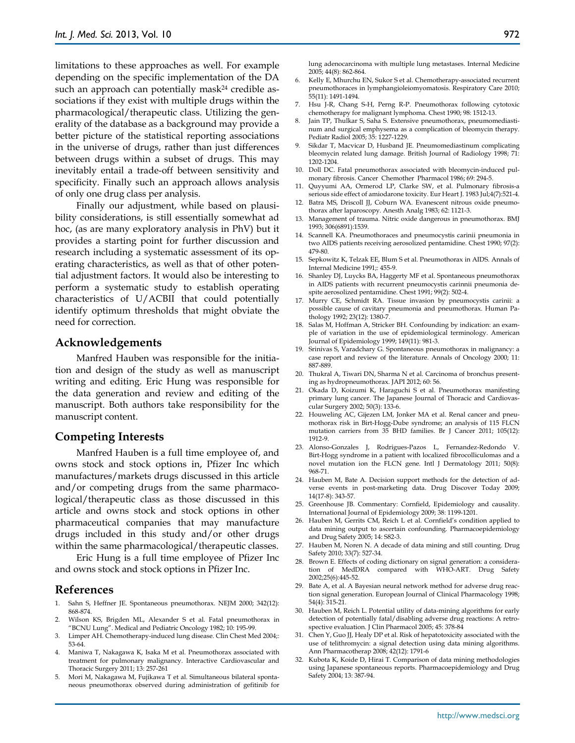limitations to these approaches as well. For example depending on the specific implementation of the DA such an approach can potentially mask[24] credible associations if they exist with multiple drugs within the pharmacological/therapeutic class. Utilizing the generality of the database as a background may provide a better picture of the statistical reporting associations in the universe of drugs, rather than just differences between drugs within a subset of drugs. This may inevitably entail a trade-off between sensitivity and specificity. Finally such an approach allows analysis of only one drug class per analysis.

Finally our adjustment, while based on plausibility considerations, is still essentially somewhat ad hoc, (as are many exploratory analysis in PhV) but it provides a starting point for further discussion and research including a systematic assessment of its operating characteristics, as well as that of other potential adjustment factors. It would also be interesting to perform a systematic study to establish operating characteristics of U/ACBII that could potentially identify optimum thresholds that might obviate the need for correction.

## Acknowledgements

Manfred Hauben was responsible for the initiation and design of the study as well as manuscript writing and editing. Eric Hung was responsible for the data generation and review and editing of the manuscript. Both authors take responsibility for the manuscript content.

## Competing Interests

Manfred Hauben is a full time employee of, and owns stock and stock options in, Pfizer Inc which manufactures/markets drugs discussed in this article and/or competing drugs from the same pharmacological/therapeutic class as those discussed in this article and owns stock and stock options in other pharmaceutical companies that may manufacture drugs included in this study and/or other drugs within the same pharmacological/therapeutic classes.

Eric Hung is a full time employee of Pfizer Inc and owns stock and stock options in Pfizer Inc.

## References

1. Sahn S, Heffner JE. Spontaneous pneumothorax. NEJM 2000; 342(12): 868-874.
2. Wilson KS, Brigden ML, Alexander S et al. Fatal pneumothorax in "BCNU Lung". Medical and Pediatric Oncology 1982; 10: 195-99.
3. Limper AH. Chemotherapy-induced lung disease. Clin Chest Med 2004;: 53-64.
4. Maniwa T, Nakagawa K, Isaka M et al. Pneumothorax associated with treatment for pulmonary malignancy. Interactive Cardiovascular and Thoracic Surgery 2011; 13: 257-261
5. Mori M, Nakagawa M, Fujikawa T et al. Simultaneous bilateral spontaneous pneumothorax observed during administration of gefitinib for lung adenocarcinoma with multiple lung metastases. Internal Medicine 2005; 44(8): 862-864.
6. Kelly E, Mhurchu EN, Sukor S et al. Chemotherapy-associated recurrent pneumothoraces in lymphangioleiomyomatosis. Respiratory Care 2010; 55(11): 1491-1494.
7. Hsu J-R, Chang S-H, Perng R-P. Pneumothorax following cytotoxic chemotherapy for malignant lymphoma. Chest 1990; 98: 1512-13.
8. Jain TP, Thulkar S, Saha S. Extensive pneumothorax, pneumomediastinum and surgical emphysema as a complication of bleomycin therapy. Pediatr Radiol 2005; 35: 1227-1229.
9. Sikdar T, Macvicar D, Husband JE. Pneumomediastinum complicating bleomycin related lung damage. British Journal of Radiology 1998; 71: 1202-1204.
10. Doll DC. Fatal pneumothorax associated with bleomycin-induced pulmonary fibrosis. Cancer Chemother Pharmacol 1986; 69: 294-5.
11. Quyyumi AA, Ormerod LP, Clarke SW, et al. Pulmonary fibrosis-a serious side effect of amiodarone toxicity. Eur Heart J. 1983 Jul;4(7):521-4.
12. Batra MS, Driscoll JJ, Coburn WA. Evanescent nitrous oxide pneumothorax after laparoscopy. Anesth Analg 1983; 62: 1121-3.
13. Management of trauma. Nitric oxide dangerous in pneumothorax. BMJ 1993; 306(6891):1539.
14. Scannell KA. Pneumothoraces and pneumocystis carinii pneumonia in two AIDS patients receiving aerosolized pentamidine. Chest 1990; 97(2): 479-80.
15. Sepkowitz K, Telzak EE, Blum S et al. Pneumothorax in AIDS. Annals of Internal Medicine 1991;: 455-9.
16. Shanley DJ, Luycks BA, Haggerty MF et al. Spontaneous pneumothorax in AIDS patients with recurrent pneumocystis carinnii pneumonia despite aerosolized pentamidine. Chest 1991; 99(2): 502-4.
17. Murry CE, Schmidt RA. Tissue invasion by pneumocystis carinii: a possible cause of cavitary pneumonia and pneumothorax. Human Pathology 1992; 23(12): 1380-7.
18. Salas M, Hoffman A, Stricker BH. Confounding by indication: an example of variation in the use of epidemiological terminology. American Journal of Epidemiology 1999; 149(11): 981-3.
19. Srinivas S, Varadchary G. Spontaneous pneumothorax in malignancy: a case report and review of the literature. Annals of Oncology 2000; 11: 887-889.
20. Thukral A, Tiwari DN, Sharma N et al. Carcinoma of bronchus presenting as hydropneumothorax. JAPI 2012; 60: 56.
21. Okada D, Koizumi K, Haraguchi S et al. Pneumothorax manifesting primary lung cancer. The Japanese Journal of Thoracic and Cardiovascular Surgery 2002; 50(3): 133-6.
22. Houweling AC, Gijezen LM, Jonker MA et al. Renal cancer and pneumothorax risk in Birt-Hogg-Dube syndrome; an analysis of 115 FLCN mutation carriers from 35 BHD families. Br J Cancer 2011; 105(12): 1912-9.
23. Alonso-Gonzales J, Rodrigues-Pazos L, Fernandez-Redondo V. Birt-Hogg syndrome in a patient with localized fibrocolliculomas and a novel mutation ion the FLCN gene. Intl J Dermatology 2011; 50(8): 968-71.
24. Hauben M, Bate A. Decision support methods for the detection of adverse events in post-marketing data. Drug Discover Today 2009; 14(17-8): 343-57.
25. Greenhouse JB. Commentary: Cornfield, Epidemiology and causality. International Journal of Epidemiology 2009; 38: 1199-1201.
26. Hauben M, Gerrits CM, Reich L et al. Cornfield's condition applied to data mining output to ascertain confounding. Pharmacoepidemiology and Drug Safety 2005; 14: S82-3.
27. Hauben M, Noren N. A decade of data mining and still counting. Drug Safety 2010; 33(7): 527-34.
28. Brown E. Effects of coding dictionary on signal generation: a consideration of MedDRA compared with WHO-ART. Drug Safety 2002;25(6):445-52.
29. Bate A, et al. A Bayesian neural network method for adverse drug reaction signal generation. European Journal of Clinical Pharmacology 1998; 54(4): 315-21.
30. Hauben M, Reich L. Potential utility of data-mining algorithms for early detection of potentially fatal/disabling adverse drug reactions: A retrospective evaluation. J Clin Pharmacol 2005; 45: 378-84
31. Chen Y, Guo JJ, Healy DP et al. Risk of hepatotoxicity associated with the use of telithromycin: a signal detection using data mining algorithms. Ann Pharmacotherap 2008; 42(12): 1791-6
32. Kubota K, Koide D, Hirai T. Comparison of data mining methodologies using Japanese spontaneous reports. Pharmacoepidemiology and Drug Safety 2004; 13: 387-94.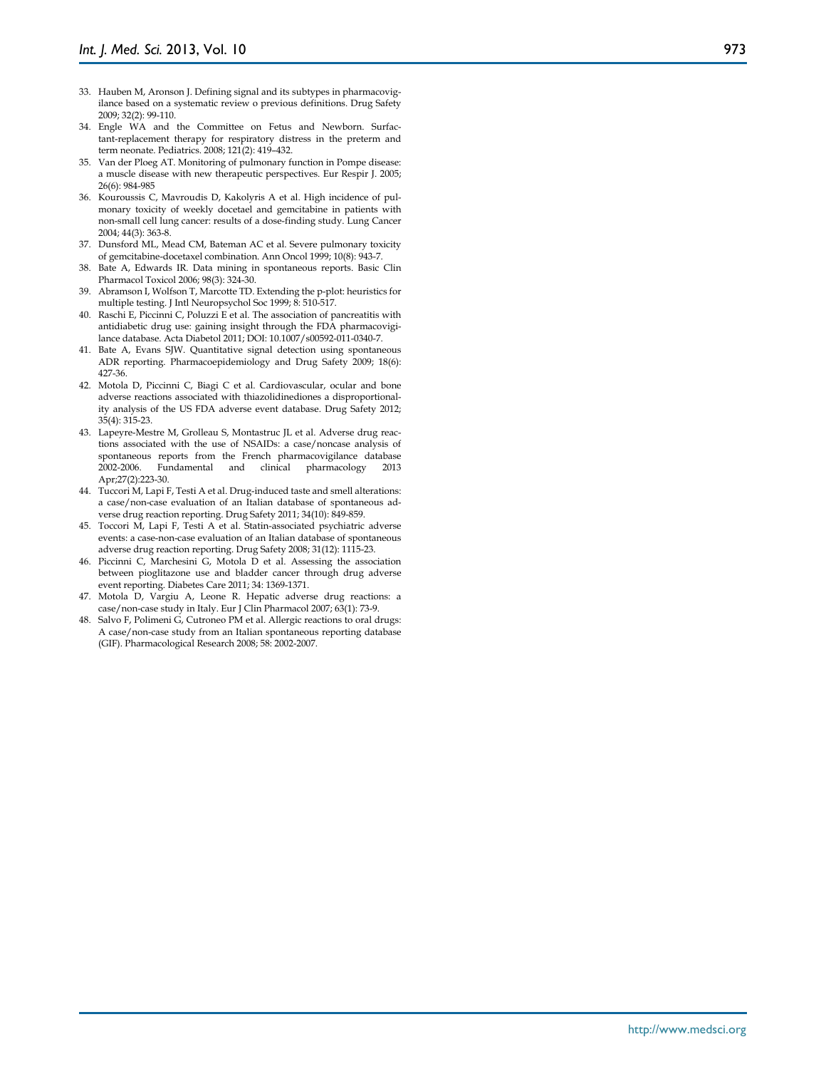33. Hauben M, Aronson J. Defining signal and its subtypes in pharmacovigilance based on a systematic review o previous definitions. Drug Safety 2009; 32(2): 99-110.
34. Engle WA and the Committee on Fetus and Newborn. Surfactant-replacement therapy for respiratory distress in the preterm and term neonate. Pediatrics. 2008; 121(2): 419–432.
35. Van der Ploeg AT. Monitoring of pulmonary function in Pompe disease: a muscle disease with new therapeutic perspectives. Eur Respir J. 2005; 26(6): 984-985
36. Kouroussis C, Mavroudis D, Kakolyris A et al. High incidence of pulmonary toxicity of weekly docetael and gemcitabine in patients with non-small cell lung cancer: results of a dose-finding study. Lung Cancer 2004; 44(3): 363-8.
37. Dunsford ML, Mead CM, Bateman AC et al. Severe pulmonary toxicity of gemcitabine-docetaxel combination. Ann Oncol 1999; 10(8): 943-7.
38. Bate A, Edwards IR. Data mining in spontaneous reports. Basic Clin Pharmacol Toxicol 2006; 98(3): 324-30.
39. Abramson I, Wolfson T, Marcotte TD. Extending the p-plot: heuristics for multiple testing. J Intl Neuropsychol Soc 1999; 8: 510-517.
40. Raschi E, Piccinni C, Poluzzi E et al. The association of pancreatitis with antidiabetic drug use: gaining insight through the FDA pharmacovigilance database. Acta Diabetol 2011; DOI: 10.1007/s00592-011-0340-7.
41. Bate A, Evans SJW. Quantitative signal detection using spontaneous ADR reporting. Pharmacoepidemiology and Drug Safety 2009; 18(6): 427-36.
42. Motola D, Piccinni C, Biagi C et al. Cardiovascular, ocular and bone adverse reactions associated with thiazolidinediones a disproportionality analysis of the US FDA adverse event database. Drug Safety 2012; 35(4): 315-23.
43. Lapeyre-Mestre M, Grolleau S, Montastruc JL et al. Adverse drug reactions associated with the use of NSAIDs: a case/noncase analysis of spontaneous reports from the French pharmacovigilance database 2002-2006. Fundamental and clinical pharmacology 2013 Apr;27(2):223-30.
44. Tuccori M, Lapi F, Testi A et al. Drug-induced taste and smell alterations: a case/non-case evaluation of an Italian database of spontaneous adverse drug reaction reporting. Drug Safety 2011; 34(10): 849-859.
45. Toccori M, Lapi F, Testi A et al. Statin-associated psychiatric adverse events: a case-non-case evaluation of an Italian database of spontaneous adverse drug reaction reporting. Drug Safety 2008; 31(12): 1115-23.
46. Piccinni C, Marchesini G, Motola D et al. Assessing the association between pioglitazone use and bladder cancer through drug adverse event reporting. Diabetes Care 2011; 34: 1369-1371.
47. Motola D, Vargiu A, Leone R. Hepatic adverse drug reactions: a case/non-case study in Italy. Eur J Clin Pharmacol 2007; 63(1): 73-9.
48. Salvo F, Polimeni G, Cutroneo PM et al. Allergic reactions to oral drugs: A case/non-case study from an Italian spontaneous reporting database (GIF). Pharmacological Research 2008; 58: 2002-2007.